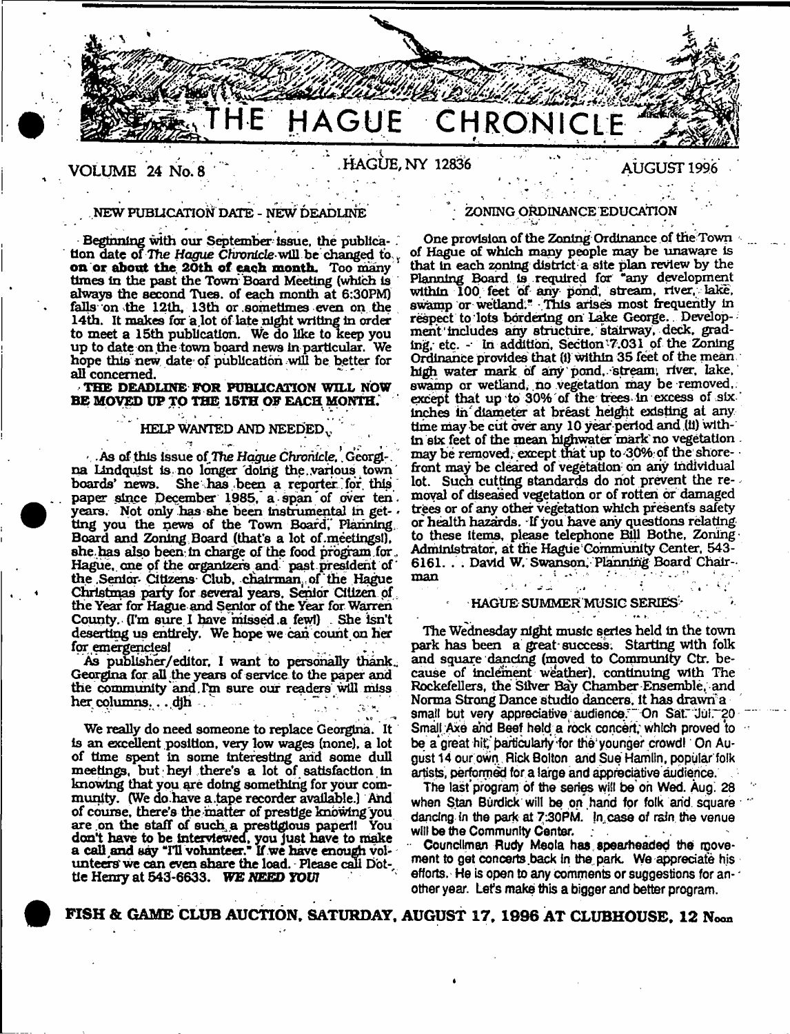# THE HAGUE CHRONICLE

VOLUME 24 No. 8 HAGUE, NY 12836 AUGUST 1996

## NEW PUBLICATION DATE - NEW DEADLINE

Beginning with our September issue, the publication date of *The Hague Chronicle* will be changed to **on or about the 20th of each month.** Too many times in the past the Town Board Meeting (which is always the second Tues. of each month at 6:30PM) falls on the 12th, 13th or sometimes even on the 14th. It makes for a lot of late night writing in order to meet a 15th publication. We do like to keep you up to date on the town board news in particular. We hope this new date of publication will be better for all concerned.

**THE DEADLINE FOR PUBLICATION WILL NOW BE MOVED UP TO THE 15TH OF EACH MONTH.**

## HELP WANTED AND NEEDED

As of this issue of *The Hague Chronicle*, Georgina Lindquist is no longer doing the various town boards' news. She has been a reporter for this paper since December 1985, a span of over ten years. Not only has she been instrumental in getting you the news of the Town Board, Planning Board and Zoning Board (that's a lot of meetings!), she has also been in charge of the food program for Hague, one of the organizers and past president of the Senior Citizens Club, chairman of the Hague Christmas party for several years, Senior Citizen of the Year for Hague and Senior of the Year for Warren County. (I'm sure I have missed a few!) She isn't deserting us entirely. We hope we can count on her for emergencies!

As publisher/editor, I want to personally thank Georgina for all the years of service to the paper and the community and I'm sure our readers will miss her columns... djh

We really do need someone to replace Georgina. It is an excellent position, very low wages (none), a lot of time spent in some interesting and some dull meetings, but hey! there's a lot of satisfaction in knowing that you are doing something for your community. (We do have a tape recorder available.) And of course, there's the matter of prestige knowing you are on the staff of such a prestigious paper!! You don't have to be interviewed, you just have to make a call and say "I'll volunteer." If we have enough volunteers we can even share the load. Please call Dottie Henry at 543-6633. ***WE NEED YOU!***

## ZONING ORDINANCE EDUCATION

One provision of the Zoning Ordinance of the Town of Hague of which many people may be unaware is that in each zoning district a site plan review by the Planning Board is required for "any development within 100 feet of any pond, stream, river, lake, swamp or wetland." This arises most frequently in respect to lots bordering on Lake George. Development includes any structure, stairway, deck, grading, etc. - In addition, Section 7.031 of the Zoning Ordinance provides that (i) within 35 feet of the mean high water mark of any pond, stream, river, lake, swamp or wetland, no vegetation may be removed, except that up to 30% of the trees in excess of six inches in diameter at breast height existing at any time may be cut over any 10 year period and (ii) within six feet of the mean highwater mark no vegetation may be removed, except that up to 30% of the shorefront may be cleared of vegetation on any individual lot. Such cutting standards do not prevent the removal of diseased vegetation or of rotten or damaged trees or of any other vegetation which presents safety or health hazards. If you have any questions relating to these items, please telephone Bill Bothe, Zoning Administrator, at the Hague Community Center, 543-6161... David W. Swanson, Planning Board Chairman

## HAGUE SUMMER MUSIC SERIES

The Wednesday night music series held in the town park has been a great success. Starting with folk and square dancing (moved to Community Ctr. because of inclement weather), continuing with The Rockefellers, the Silver Bay Chamber Ensemble, and Norma Strong Dance studio dancers, it has drawn a small but very appreciative audience. On Sat. Jul. 20 Small Axe and Beef held a rock concert, which proved to be a great hit, particularly for the younger crowd! On August 14 our own Rick Bolton and Sue Hamlin, popular folk artists, performed for a large and appreciative audience.

The last program of the series will be on Wed. Aug. 28 when Stan Burdick will be on hand for folk and square dancing in the park at 7:30PM. In case of rain the venue will be the Community Center.

Councilman Rudy Meola has spearheaded the movement to get concerts back in the park. We appreciate his efforts. He is open to any comments or suggestions for another year. Let's make this a bigger and better program.

**FISH & GAME CLUB AUCTION, SATURDAY, AUGUST 17, 1996 AT CLUBHOUSE, 12 Noon**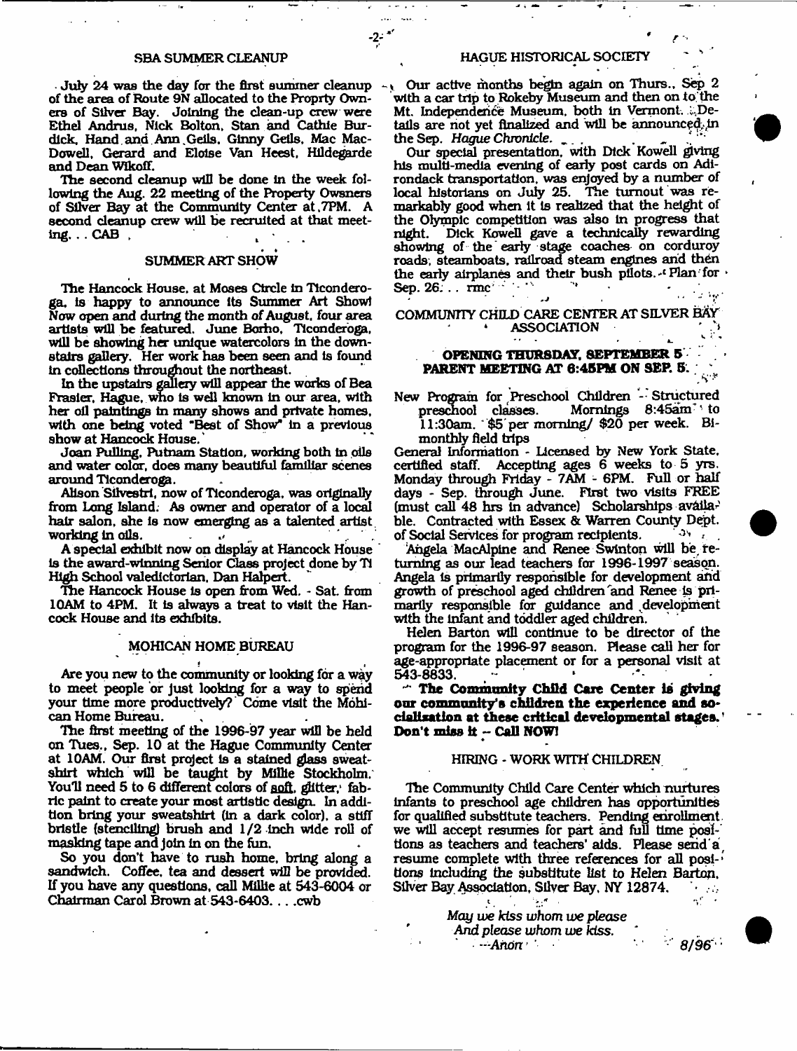## SBA SUMMER CLEANUP

July 24 was the day for the first summer cleanup of the area of Route 9N allocated to the Proprty Owners of Silver Bay. Joining the clean-up crew were Ethel Andrus, Nick Bolton, Stan and Cathie Burdick, Hand and Ann Geils, Ginny Geils, Mac MacDowell, Gerard and Eloise Van Heest, Hildegarde and Dean Wikoff.

The second cleanup will be done in the week following the Aug. 22 meeting of the Property Owsners of Silver Bay at the Community Center at 7PM. A second cleanup crew will be recruited at that meeting... CAB

## SUMMER ART SHOW

The Hancock House, at Moses Circle in Ticonderoga, is happy to announce its Summer Art Show! Now open and during the month of August, four area artists will be featured. June Borho, Ticonderoga, will be showing her unique watercolors in the downstairs gallery. Her work has been seen and is found in collections throughout the northeast.

In the upstairs gallery will appear the works of Bea Frasier, Hague, who is well known in our area, with her oil paintings in many shows and private homes, with one being voted "Best of Show" in a previous show at Hancock House.

Joan Pulling, Putnam Station, working both in oils and water color, does many beautiful familiar scenes around Ticonderoga.

Alison Silvestri, now of Ticonderoga, was originally from Long Island. As owner and operator of a local hair salon, she is now emerging as a talented artist working in oils.

A special exhibit now on display at Hancock House is the award-winning Senior Class project done by Ti High School valedictorian, Dan Halpert.

The Hancock House is open from Wed. - Sat. from 10AM to 4PM. It is always a treat to visit the Hancock House and its exhibits.

## MOHICAN HOME BUREAU

Are you new to the community or looking for a way to meet people or just looking for a way to spend your time more productively? Come visit the Mohican Home Bureau.

The first meeting of the 1996-97 year will be held on Tues., Sep. 10 at the Hague Community Center at 10AM. Our first project is a stained glass sweatshirt which will be taught by Millie Stockholm. You'll need 5 to 6 different colors of soft, glitter, fabric paint to create your most artistic design. In addition bring your sweatshirt (in a dark color), a stiff bristle (stenciling) brush and 1/2 inch wide roll of masking tape and join in on the fun.

So you don't have to rush home, bring along a sandwich. Coffee, tea and dessert will be provided. If you have any questions, call Millie at 543-6004 or Chairman Carol Brown at 543-6403. . . .cwb

## HAGUE HISTORICAL SOCIETY

Our active months begin again on Thurs., Sep 2 with a car trip to Rokeby Museum and then on to the Mt. Independence Museum, both in Vermont. Details are not yet finalized and will be announced in the Sep. *Hague Chronicle*.

Our special presentation, with Dick Kowell giving his multi-media evening of early post cards on Adirondack transportation, was enjoyed by a number of local historians on July 25. The turnout was remarkably good when it is realized that the height of the Olympic competition was also in progress that night. Dick Kowell gave a technically rewarding showing of the early stage coaches on corduroy roads, steamboats, railroad steam engines and then the early airplanes and their bush pilots. Plan for Sep. 26... rmc

## COMMUNITY CHILD CARE CENTER AT SILVER BAY ASSOCIATION

**OPENING THURSDAY, SEPTEMBER 5**
**PARENT MEETING AT 6:45PM ON SEP. 5.**

New Program for Preschool Children - Structured preschool classes. Mornings 8:45am to 11:30am. $5 per morning/ $20 per week. Bimonthly field trips

General Information - Licensed by New York State, certified staff. Accepting ages 6 weeks to 5 yrs. Monday through Friday - 7AM - 6PM. Full or half days - Sep. through June. First two visits FREE (must call 48 hrs in advance) Scholarships available. Contracted with Essex & Warren County Dept. of Social Services for program recipients.

Angela MacAlpine and Renee Swinton will be returning as our lead teachers for 1996-1997 season. Angela is primarily responsible for development and growth of preschool aged children and Renee is primarily responsible for guidance and development with the infant and toddler aged children.

Helen Barton will continue to be director of the program for the 1996-97 season. Please call her for age-appropriate placement or for a personal visit at 543-8833.

**"The Community Child Care Center is giving our community's children the experience and socialization at these critical developmental stages." Don't miss it -- Call NOW!**

## HIRING - WORK WITH CHILDREN

The Community Child Care Center which nurtures infants to preschool age children has opportunities for qualified substitute teachers. Pending enrollment we will accept resumes for part and full time positions as teachers and teachers' aids. Please send a resume complete with three references for all positions including the substitute list to Helen Barton, Silver Bay Association, Silver Bay, NY 12874.

*May we kiss whom we please*
*And please whom we kiss.*
*---Anon*

8/96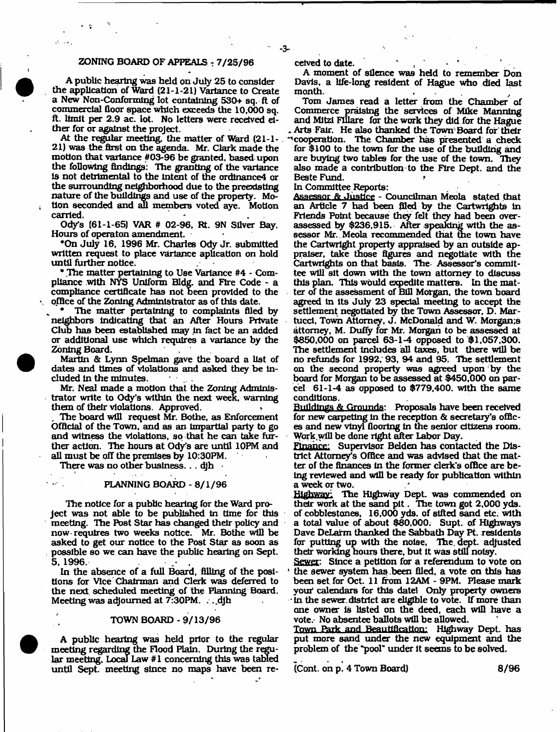## ZONING BOARD OF APPEALS - 7/25/96

A public hearing was held on July 25 to consider the application of Ward (21-1-21) Variance to Create a New Non-Conforming lot containing 530+ sq. ft of commercial floor space which exceeds the 10,000 sq. ft. limit per 2.9 ac. lot. No letters were received either for or against the project.

At the regular meeting, the matter of Ward (21-1-21) was the first on the agenda. Mr. Clark made the motion that variance #03-96 be granted, based upon the following findings: The granting of the variance is not detrimental to the intent of the ordinance4 or the surrounding neighborhood due to the preexisting nature of the buildings and use of the property. Motion seconded and all members voted aye. Motion carried.

Ody's (61-1-65) VAR # 02-96, Rt. 9N Silver Bay. Hours of operaton amendment.

*On July 16, 1996 Mr. Charles Ody Jr. submitted written request to place variance aplication on hold until further notice.

* The matter pertaining to Use Variance #4 - Compliance with NYS Uniform Bldg. and Fire Code - a compliance certificate has not been provided to the office of the Zoning Administrator as of this date.

* The matter pertaining to complaints filed by neighbors indicating that an After Hours Private Club has been established may in fact be an added or additional use which requires a variance by the Zoning Board.

Martin & Lynn Spelman gave the board a list of dates and times of violations and asked they be included in the minutes.

Mr. Neal made a motion that the Zoning Administrator write to Ody's within the next week, warning them of their violations. Approved.

The board will request Mr. Bothe, as Enforcement Official of the Town, and as an impartial party to go and witness the violations, so that he can take further action. The hours at Ody's are until 10PM and all must be off the premises by 10:30PM.

There was no other business. . . djh

## PLANNING BOARD - 8/1/96

The notice for a public hearing for the Ward project was not able to be published in time for this meeting. The Post Star has changed their policy and now requires two weeks notice. Mr. Bothe will be asked to get our notice to the Post Star as soon as possible so we can have the public hearing on Sept. 5, 1996.

In the absence of a full Board, filling of the positions for Vice Chairman and Clerk was deferred to the next scheduled meeting of the Planning Board. Meeting was adjourned at 7:30PM. . . djh

## TOWN BOARD - 9/13/96

A public hearing was held prior to the regular meeting regarding the Flood Plain. During the regular meeting, Local Law #1 concerning this was tabled until Sept. meeting since no maps have been received to date.

A moment of silence was held to remember Don Davis, a life-long resident of Hague who died last month.

Tom James read a letter from the Chamber of Commerce praising the services of Mike Manning and Mitzi Fillare for the work they did for the Hague Arts Fair. He also thanked the Town Board for their cooperation. The Chamber has presented a check for $100 to the town for the use of the building and are buying two tables for the use of the town. They also made a contribution to the Fire Dept. and the Beste Fund.

In Committee Reports:

Assessor & Justice - Councilman Meola stated that an Article 7 had been filed by the Cartwrights in Friends Point because they felt they had been overassessed by $236,915. After speaking with the assessor Mr. Meola recommended that the town have the Cartwright property appraised by an outside appraiser, take those figures and negotiate with the Cartwrights on that basis. The Assessor's committee will sit down with the town attorney to discuss this plan. This would expedite matters. In the matter of the assessment of Bill Morgan, the town board agreed in its July 23 special meeting to accept the settlement negotiated by the Town Assessor, D. Martucci, Town Attorney, J. McDonald and W. Morgan;s attorney, M. Duffy for Mr. Morgan to be assessed at $850,000 on parcel 63-1-4 opposed to $1,057,300. The settlement includes all taxes, but there will be no refunds for 1992, 93, 94 and 95. The settlement on the second property was agreed upon by the board for Morgan to be assessed at $450,000 on parcel 61-1-4 as opposed to $779,400. with the same conditions.

Buildings & Grounds: Proposals have been received for new carpeting in the reception & secretary's offices and new vinyl flooring in the senior citizens room. Work will be done right after Labor Day.

Finance: Supervisor Belden has contacted the District Attorney's Office and was advised that the matter of the finances in the former clerk's office are being reviewed and will be ready for publication within a week or two.

Highway: The Highway Dept. was commended on their work at the sand pit. The town got 2,000 yds. of cobblestones, 16,000 yds. of sifted sand etc. with a total value of about $80,000. Supt. of Highways Dave DeLarm thanked the Sabbath Day Pt. residents for putting up with the noise, The dept. adjusted their working hours there, but it was still noisy.

Sewer: Since a petition for a referendum to vote on the sewer system has been filed, a vote on this has been set for Oct. 11 from 12AM - 9PM. Please mark your calendars for this date! Only property owners in the sewer district are eligible to vote. If more than one owner is listed on the deed, each will have a vote. No absentee ballots will be allowed.

Town Park and Beautification: Highway Dept. has put more sand under the new equipment and the problem of the "pool" under it seems to be solved.

(Cont. on p. 4 Town Board)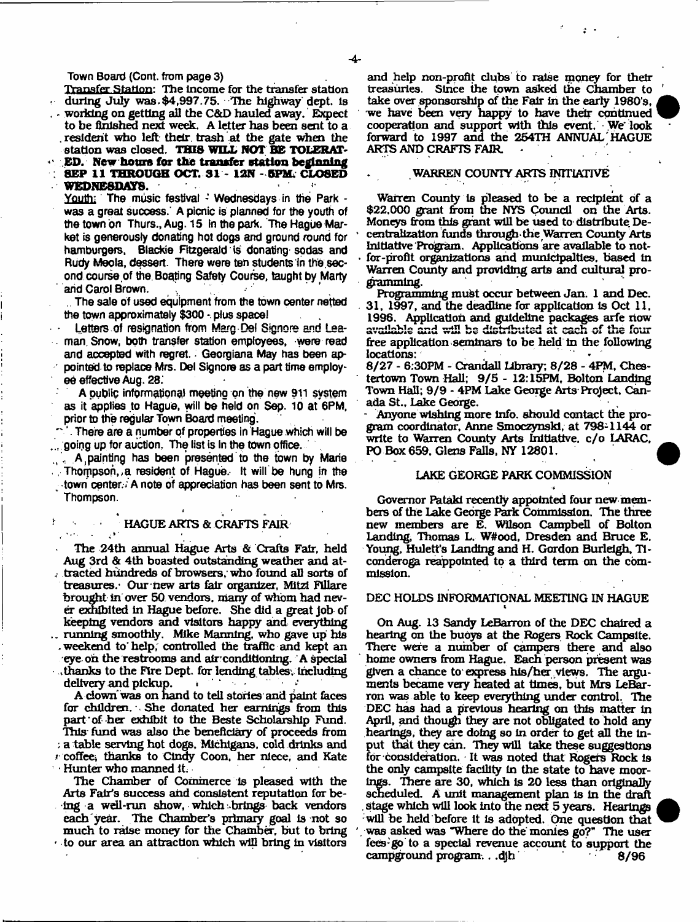Town Board (Cont. from page 3)

Transfer Station: The income for the transfer station during July was $4,997.75. The highway dept. is working on getting all the C&D hauled away. Expect to be finished next week. A letter has been sent to a resident who left their trash at the gate when the station was closed. **THIS WILL NOT BE TOLERATED. New hours for the transfer station beginning SEP 11 THROUGH OCT. 31 - 12N - 5PM. CLOSED WEDNESDAYS.**

Youth: The music festival - Wednesdays in the Park - was a great success. A picnic is planned for the youth of the town on Thurs., Aug. 15 in the park. The Hague Market is generously donating hot dogs and ground round for hamburgers, Blackie Fitzgerald is donating sodas and Rudy Meola, dessert. There were ten students in the second course of the Boating Safety Course, taught by Marty and Carol Brown.

The sale of used equipment from the town center netted the town approximately $300 - plus space!

Letters of resignation from Marg Del Signore and Leaman Snow, both transfer station employees, were read and accepted with regret. Georgiana May has been appointed to replace Mrs. Del Signore as a part time employee effective Aug. 28.

A public informational meeting on the new 911 system as it applies to Hague, will be held on Sep. 10 at 6PM, prior to the regular Town Board meeting.

There are a number of properties in Hague which will be going up for auction. The list is in the town office.

A painting has been presented to the town by Marie Thompson, a resident of Hague. It will be hung in the town center. A note of appreciation has been sent to Mrs. Thompson.

## HAGUE ARTS & CRAFTS FAIR

The 24th annual Hague Arts & Crafts Fair, held Aug 3rd & 4th boasted outstanding weather and attracted hundreds of browsers, who found all sorts of treasures. Our new arts fair organizer, Mitzi Fillare brought in over 50 vendors, many of whom had never exhibited in Hague before. She did a great job of keeping vendors and visitors happy and everything running smoothly. Mike Manning, who gave up his weekend to help, controlled the traffic and kept an eye on the restrooms and air conditioning. A special thanks to the Fire Dept. for lending tables, including delivery and pickup.

A clown was on hand to tell stories and paint faces for children. She donated her earnings from this part of her exhibit to the Beste Scholarship Fund. This fund was also the beneficiary of proceeds from a table serving hot dogs, Michigans, cold drinks and coffee, thanks to Cindy Coon, her niece, and Kate Hunter who manned it.

The Chamber of Commerce is pleased with the Arts Fair's success and consistent reputation for being a well-run show, which brings back vendors each year. The Chamber's primary goal is not so much to raise money for the Chamber, but to bring to our area an attraction which will bring in visitors and help non-profit clubs to raise money for their treasuries. Since the town asked the Chamber to take over sponsorship of the Fair in the early 1980's, we have been very happy to have their continued cooperation and support with this event. We look forward to 1997 and the 254TH ANNUAL HAGUE ARTS AND CRAFTS FAIR.

## WARREN COUNTY ARTS INITIATIVE

Warren County is pleased to be a recipient of a $22,000 grant from the NYS Council on the Arts. Moneys from this grant will be used to distribute Decentralization funds through the Warren County Arts Initiative Program. Applications are available to not-for-profit organizations and municipalties, based in Warren County and providing arts and cultural programming.

Programming must occur between Jan. 1 and Dec. 31, 1997, and the deadline for application is Oct 11, 1996. Application and guideline packages are now available and will be distributed at each of the four free application seminars to be held in the following locations:

8/27 - 6:30PM - Crandall Library; 8/28 - 4PM, Chestertown Town Hall; 9/5 - 12:15PM, Bolton Landing Town Hall; 9/9 - 4PM Lake George Arts Project, Canada St., Lake George.

Anyone wishing more info. should contact the program coordinator, Anne Smoczynski, at 798-1144 or write to Warren County Arts Initiative, c/o LARAC, PO Box 659, Glens Falls, NY 12801.

## LAKE GEORGE PARK COMMISSION

Governor Pataki recently appointed four new members of the Lake George Park Commission. The three new members are E. Wilson Campbell of Bolton Landing, Thomas L. W#ood, Dresden and Bruce E. Young, Hulett's Landing and H. Gordon Burleigh, Ticonderoga reappointed to a third term on the commission.

## DEC HOLDS INFORMATIONAL MEETING IN HAGUE

On Aug. 13 Sandy LeBarron of the DEC chaired a hearing on the buoys at the Rogers Rock Campsite. There were a number of campers there and also home owners from Hague. Each person present was given a chance to express his/her views. The arguments became very heated at times, but Mrs LeBarron was able to keep everything under control. The DEC has had a previous hearing on this matter in April, and though they are not obligated to hold any hearings, they are doing so in order to get all the input that they can. They will take these suggestions for consideration. It was noted that Rogers Rock is the only campsite facility in the state to have moorings. There are 30, which is 20 less than originally scheduled. A unit management plan is in the draft stage which will look into the next 5 years. Hearings will be held before it is adopted. One question that was asked was "Where do the monies go?" The user fees go to a special revenue account to support the campground program. . .djh 8/96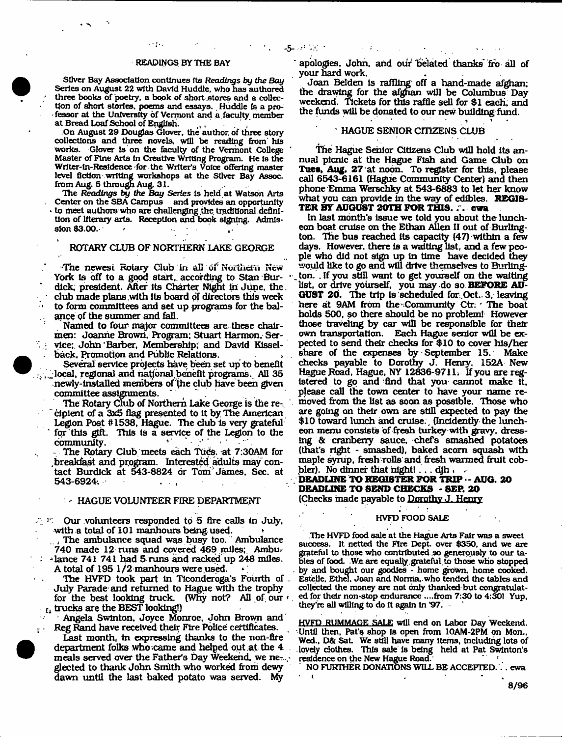## READINGS BY THE BAY

Silver Bay Association continues its *Readings by the Bay* Series on August 22 with David Huddle, who has authored three books of poetry, a book of short stores and a collection of short stories, poems and essays. Huddle is a professor at the University of Vermont and a faculty member at Bread Loaf School of English.

On August 29 Douglas Glover, the author of three story collections and three novels, will be reading from his works. Glover is on the faculty of the Vermont College Master of Fine Arts in Creative Writing Program. He is the Writer-in-Residence for the Writer's Voice offering master level fiction writing workshops at the Silver Bay Assoc. from Aug. 5 through Aug. 31.

The *Readings by the Bay Series* is held at Watson Arts Center on the SBA Campus and provides an opportunity to meet authors who are challenging the traditional definition of literary arts. Reception and book signing. Admission $3.00.

## ROTARY CLUB OF NORTHERN LAKE GEORGE

The newest Rotary Club in all of Northern New York is off to a good start, according to Stan Burdick, president. After its Charter Night in June, the club made plans with its board of directors this week to form committees and set up programs for the balance of the summer and fall.

Named to four major committees are these chairmen: Joanne Brown, Program; Stuart Harmon, Service; John Barber, Membership; and David Kisselback, Promotion and Public Relations.

Several service projects have been set up to benefit local, regional and national benefit programs. All 35 newly-installed members of the club have been given committee assignments.

The Rotary Club of Northern Lake George is the recipient of a 3x5 flag presented to it by The American Legion Post #1538, Hague. The club is very grateful for this gift. This is a service of the Legion to the community.

The Rotary Club meets each Tues. at 7:30AM for breakfast and program. Interested adults may contact Burdick at 543-8824 or Tom James, Sec. at 543-6924.

## HAGUE VOLUNTEER FIRE DEPARTMENT

Our volunteers responded to 5 fire calls in July, with a total of 101 manhours being used.

The ambulance squad was busy too. Ambulance 740 made 12 runs and covered 469 miles; Ambulance 741 741 had 5 runs and racked up 248 miles. A total of 195 1/2 manhours were used.

The HVFD took part in Ticonderoga's Fourth of July Parade and returned to Hague with the trophy for the best looking truck. (Why not? All of our trucks are the BEST looking!)

Angela Swinton, Joyce Monroe, John Brown and Reg Rand have received their Fire Police certificates.

Last month, in expressing thanks to the non-fire department folks who came and helped out at the 4 meals served over the Father's Day Weekend, we neglected to thank John Smith who worked from dewy dawn until the last baked potato was served. My apologies, John, and our belated thanks fro all of your hard work.

Joan Belden is raffling off a hand-made afghan; the drawing for the afghan will be Columbus Day weekend. Tickets for this raffle sell for $1 each, and the funds will be donated to our new building fund.

## HAGUE SENIOR CITIZENS CLUB

The Hague Senior Citizens Club will hold its annual picnic at the Hague Fish and Game Club on **Tues, Aug. 27** at noon. To register for this, please call 6543-6161 (Hague Community Center) and then phone Emma Werschky at 543-6883 to let her know what you can provide in the way of edibles. **REGISTER BY AUGUST 20TH FOR THIS.** .·. ewa

In last month's issue we told you about the luncheon boat cruise on the Ethan Allen II out of Burlington. The bus reached its capacity (47) within a few days. However, there is a waiting list, and a few people who did not sign up in time have decided they would like to go and will drive themselves to Burlington. If you still want to get yourself on the waiting list, or drive yourself, you may do so **BEFORE AUGUST 20**. The trip is scheduled for Oct. 3, leaving here at 9AM from the Community Ctr. The boat holds 500, so there should be no problem! However those traveling by car will be responsible for their own transportation. Each Hague senior will be expected to send their checks for $10 to cover his/her share of the expenses by September 15. Make checks payable to Dorothy J. Henry, 152A New Hague Road, Hague, NY 12836-9711. If you are registered to go and find that you cannot make it, please call the town center to have your name removed from the list as soon as possible. Those who are going on their own are still expected to pay the $10 toward lunch and cruise. (Incidently the luncheon menu consists of fresh turkey with gravy, dressing & cranberry sauce, chef's smashed potatoes (that's right - smashed), baked acorn squash with maple syrup, fresh rolls and fresh warmed fruit cobbler). No dinner that night! . . . djh

**DEADLINE TO REGISTER FOR TRIP -- AUG. 20**
**DEADLINE TO SEND CHECKS - SEP. 20**
(Checks made payable to Dorothy J. Henry

## HVFD FOOD SALE

The HVFD food sale at the Hague Arts Fair was a sweet success. It netted the Fire Dept. over $350, and we are grateful to those who contributed so generously to our tables of food. We are equally grateful to those who stopped by and bought our goodies - home grown, home cooked. Estelle, Ethel, Joan and Norma, who tended the tables and collected the money are not only thanked but congratulated for their non-stop endurance ....from 7:30 to 4:30! Yup, they're all willing to do it again in '97.

HVFD RUMMAGE SALE will end on Labor Day Weekend. Until then, Pat's shop is open from 10AM-2PM on Mon., Wed., D& Sat. We still have many items, including lots of lovely clothes. This sale is being held at Pat Swinton's residence on the New Hague Road.

NO FURTHER DONATIONS WILL BE ACCEPTED. . . ewa

8/96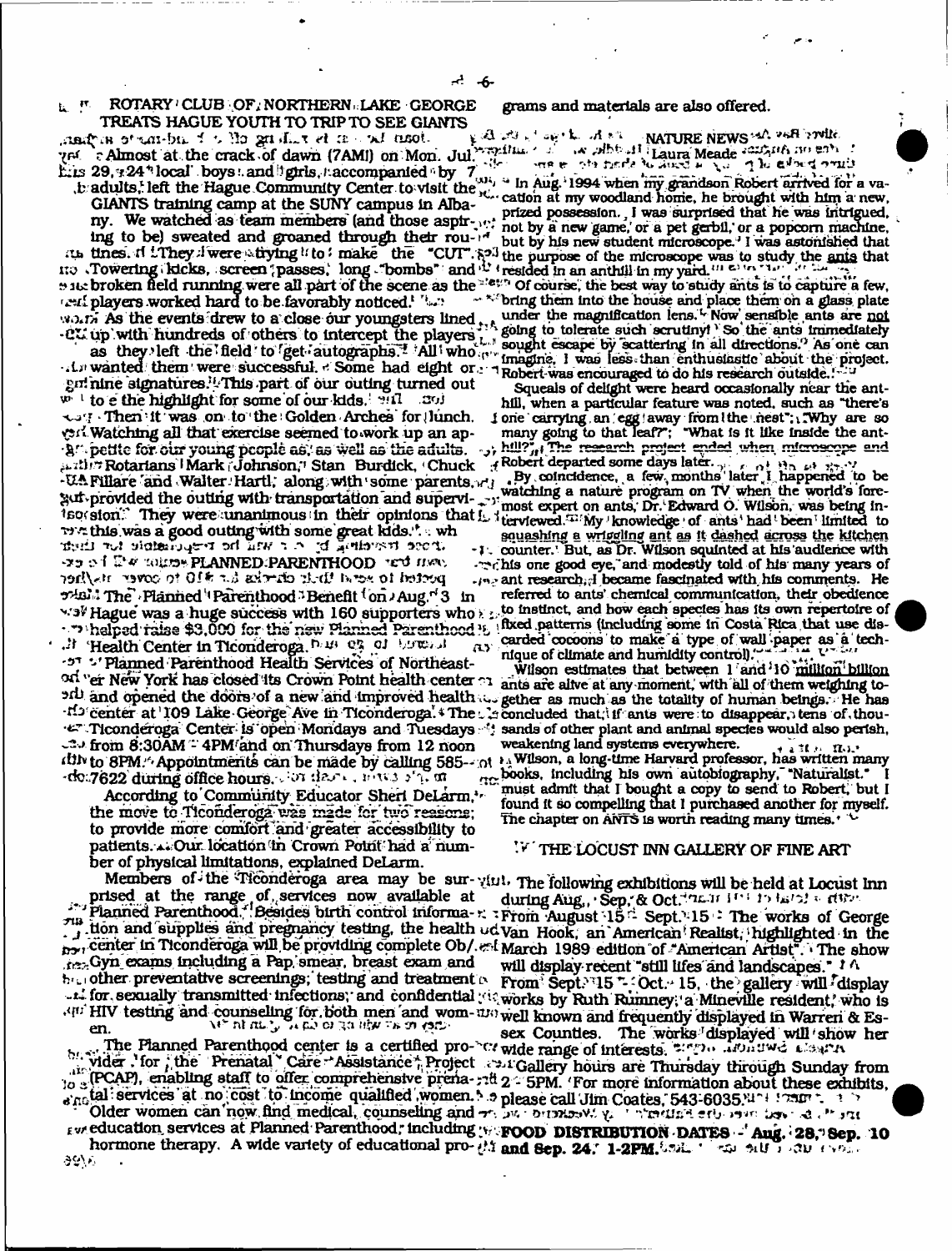## ROTARY CLUB OF NORTHERN LAKE GEORGE TREATS HAGUE YOUTH TO TRIP TO SEE GIANTS

Almost at the crack of dawn (7AM) on Mon. July 29, 24 local boys and girls, accompanied by 7 adults, left the Hague Community Center to visit the GIANTS training camp at the SUNY campus in Albany. We watched as team members (and those aspiring to be) sweated and groaned through their routines. They were trying to make the "CUT". Towering kicks, screen passes, long "bombs" and broken field running were all part of the scene as the players worked hard to be favorably noticed.

As the events drew to a close our youngsters lined up with hundreds of others to intercept the players as they left the field to get autographs. All who wanted them were successful. Some had eight or nine signatures. This part of our outing turned out to be the highlight for some of our kids. Then it was on to the Golden Arches for lunch. Watching all that exercise seemed to work up an appetite for our young people as well as the adults.

Rotarians Mark Johnson, Stan Burdick, Chuck Fillare and Walter Hartl, along with some parents, provided the outing with transportation and supervision. They were unanimous in their opinions that this was a good outing with some great kids.

## PLANNED PARENTHOOD

The Planned Parenthood Benefit on Aug. 3 in Hague was a huge success with 160 supporters who helped raise $3,000 for the new Planned Parenthood Health Center in Ticonderoga.

Planned Parenthood Health Services of Northeastern New York has closed its Crown Point health center and opened the doors of a new and improved health center at 109 Lake George Ave in Ticonderoga. The Ticonderoga Center is open Mondays and Tuesdays from 8:30AM - 4PM and on Thursdays from 12 noon to 8PM. Appointments can be made by calling 585-7622 during office hours.

According to Community Educator Sheri DeLarm, the move to Ticonderoga was made for two reasons; to provide more comfort and greater accessibility to patients. Our location in Crown Point had a number of physical limitations, explained DeLarm.

Members of the Ticonderoga area may be surprised at the range of services now available at Planned Parenthood. Besides birth control information and supplies and pregnancy testing, the health center in Ticonderoga will be providing complete Ob./Gyn exams including a Pap smear, breast exam and other preventative screenings; testing and treatment for sexually transmitted infections; and confidential HIV testing and counseling for both men and women.

The Planned Parenthood center is a certified provider for the Prenatal Care Assistance Project (PCAP), enabling staff to offer comprehensive prenatal services at no cost to income qualified women.

Older women can now find medical, counseling and education services at Planned Parenthood, including hormone therapy. A wide variety of educational programs and materials are also offered.

## NATURE NEWS by Laura Meade

In Aug. 1994 when my grandson Robert arrived for a vacation at my woodland home, he brought with him a new, prized possession. I was surprised that he was intrigued, not by a new game, or a pet gerbil, or a popcorn machine, but by his new student microscope. I was astonished that the purpose of the microscope was to study the ants that resided in an anthill in my yard. Of course, the best way to study ants is to capture a few, bring them into the house and place them on a glass plate under the magnification lens. Now sensible ants are not going to tolerate such scrutiny! So the ants immediately sought escape by scattering in all directions. As one can imagine, I was less than enthusiastic about the project. Robert was encouraged to do his research outside.

Squeals of delight were heard occasionally near the anthill, when a particular feature was noted, such as "there's one carrying an egg away from the nest"; "Why are so many going to that leaf?"; "What is it like inside the anthill?" The research project ended when microscope and Robert departed some days later.

By coincidence, a few months later I happened to be watching a nature program on TV when the world's foremost expert on ants, Dr. Edward O. Wilson, was being interviewed. My knowledge of ants had been limited to squashing a wriggling ant as it dashed across the kitchen counter. But, as Dr. Wilson squinted at his audience with his one good eye, and modestly told of his many years of ant research, I became fascinated with his comments. He referred to ants' chemical communication, their obedience to instinct, and how each species has its own repertoire of fixed patterns (including some in Costa Rica that use discarded cocoons to make a type of wall paper as a technique of climate and humidity control).

Wilson estimates that between 1 and 10 million billion ants are alive at any moment, with all of them weighing together as much as the totality of human beings. He has concluded that, if ants were to disappear, tens of thousands of other plant and animal species would also perish, weakening land systems everywhere.

Wilson, a long-time Harvard professor, has written many books, including his own autobiography, "Naturalist." I must admit that I bought a copy to send to Robert, but I found it so compelling that I purchased another for myself. The chapter on ANTS is worth reading many times.

## THE LOCUST INN GALLERY OF FINE ART

The following exhibitions will be held at Locust Inn during Aug., Sep. & Oct.

From August 15 - Sept. 15: The works of George Van Hook, an American Realist, highlighted in the March 1989 edition of "American Artist". The show will display recent "still lifes and landscapes."

From Sept. 15 - Oct. 15, the gallery will display works by Ruth Rumney, a Mineville resident, who is well known and frequently displayed in Warren & Essex Counties. The works displayed will show her wide range of interests.

Gallery hours are Thursday through Sunday from 2 - 5PM. For more information about these exhibits, please call Jim Coates, 543-6035.

## FOOD DISTRIBUTION DATES - Aug. 28, Sep. 10 and Sep. 24. 1-2PM.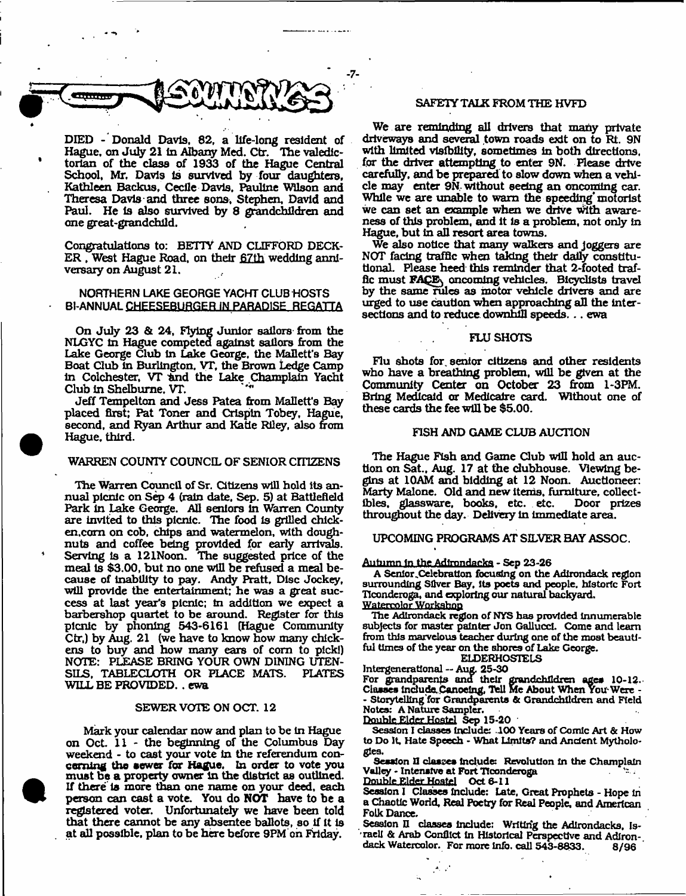# SOUNDINGS

DIED - Donald Davis, 82, a life-long resident of Hague, on July 21 in Albany Med. Ctr. The valedictorian of the class of 1933 of the Hague Central School, Mr. Davis is survived by four daughters, Kathleen Backus, Cecile Davis, Pauline Wilson and Theresa Davis and three sons, Stephen, David and Paul. He is also survived by 8 grandchildren and one great-grandchild.

Congratulations to: BETTY AND CLIFFORD DECKER, West Hague Road, on their 67th wedding anniversary on August 21.

## NORTHERN LAKE GEORGE YACHT CLUB HOSTS BI-ANNUAL CHEESEBURGER IN PARADISE REGATTA

On July 23 & 24, Flying Junior sailors from the NLGYC in Hague competed against sailors from the Lake George Club in Lake George, the Mallett's Bay Boat Club in Burlington, VT, the Brown Ledge Camp in Colchester, VT and the Lake Champlain Yacht Club in Shelburne, VT.

Jeff Tempelton and Jess Patea from Mallett's Bay placed first; Pat Toner and Crispin Tobey, Hague, second, and Ryan Arthur and Katie Riley, also from Hague, third.

## WARREN COUNTY COUNCIL OF SENIOR CITIZENS

The Warren Council of Sr. Citizens will hold its annual picnic on Sep 4 (rain date, Sep. 5) at Battlefield Park in Lake George. All seniors in Warren County are invited to this picnic. The food is grilled chicken,corn on cob, chips and watermelon, with doughnuts and coffee being provided for early arrivals. Serving is a 121Noon. The suggested price of the meal is $3.00, but no one will be refused a meal because of inability to pay. Andy Pratt, Disc Jockey, will provide the entertainment; he was a great success at last year's picnic; in addition we expect a barbershop quartet to be around. Register for this picnic by phoning 543-6161 (Hague Community Ctr,) by Aug. 21 (we have to know how many chickens to buy and how many ears of corn to pick!) NOTE: PLEASE BRING YOUR OWN DINING UTENSILS, TABLECLOTH OR PLACE MATS. PLATES WILL BE PROVIDED. . ewa

## SEWER VOTE ON OCT. 12

Mark your calendar now and plan to be in Hague on Oct. 11 - the beginning of the Columbus Day weekend - to cast your vote in the referendum concerning the sewer for Hague. In order to vote you must be a property owner in the district as outlined. If there is more than one name on your deed, each person can cast a vote. You do **NOT** have to be a registered voter. Unfortunately we have been told that there cannot be any absentee ballots, so if it is at all possible, plan to be here before 9PM on Friday.

## SAFETY TALK FROM THE HVFD

We are reminding all drivers that many private driveways and several town roads exit on to Rt. 9N with limited visibility, sometimes in both directions, for the driver attempting to enter 9N. Please drive carefully, and be prepared to slow down when a vehicle may enter 9N without seeing an oncoming car. While we are unable to warn the speeding motorist we can set an example when we drive with awareness of this problem, and it is a problem, not only in Hague, but in all resort area towns.

We also notice that many walkers and joggers are NOT facing traffic when taking their daily constitutional. Please heed this reminder that 2-footed traffic must **FACE** oncoming vehicles. Bicyclists travel by the same rules as motor vehicle drivers and are urged to use caution when approaching all the intersections and to reduce downhill speeds. . . ewa

## FLU SHOTS

Flu shots for senior citizens and other residents who have a breathing problem, will be given at the Community Center on October 23 from 1-3PM. Bring Medicaid or Medicaire card. Without one of these cards the fee will be $5.00.

## FISH AND GAME CLUB AUCTION

The Hague Fish and Game Club will hold an auction on Sat., Aug. 17 at the clubhouse. Viewing begins at 10AM and bidding at 12 Noon. Auctioneer: Marty Malone. Old and new items, furniture, collectibles, glassware, books, etc. etc. Door prizes throughout the day. Delivery in immediate area.

## UPCOMING PROGRAMS AT SILVER BAY ASSOC.

Autumn in the Adirondacks - Sep 23-26

A Senior Celebration focusing on the Adirondack region surrounding Silver Bay, its poets and people, historic Fort Ticonderoga, and exploring our natural backyard.

Watercolor Workshop

The Adirondack region of NYS has provided innumerable subjects for master painter Jon Gallucci. Come and learn from this marvelous teacher during one of the most beautiful times of the year on the shores of Lake George.

ELDERHOSTELS

Intergenerational -- Aug. 25-30

For grandparents and their grandchildren ages 10-12. Classes include Canoeing, Tell Me About When You Were - - Storytelling for Grandparents & Grandchildren and Field Notes: A Nature Sampler.

Double Elder Hostel Sep 15-20

Session I classes include: 100 Years of Comic Art & How to Do It, Hate Speech - What Limits? and Ancient Mythologies.

Session II classes include: Revolution in the Champlain Valley - Intensive at Fort Ticonderoga

Double Elder Hostel Oct 6-11

Session I Classes include: Late, Great Prophets - Hope in a Chaotic World, Real Poetry for Real People, and American Folk Dance.

Session II classes include: Writing the Adirondacks, Israeli & Arab Conflict in Historical Perspective and Adirondack Watercolor. For more info. call 543-8833. 8/96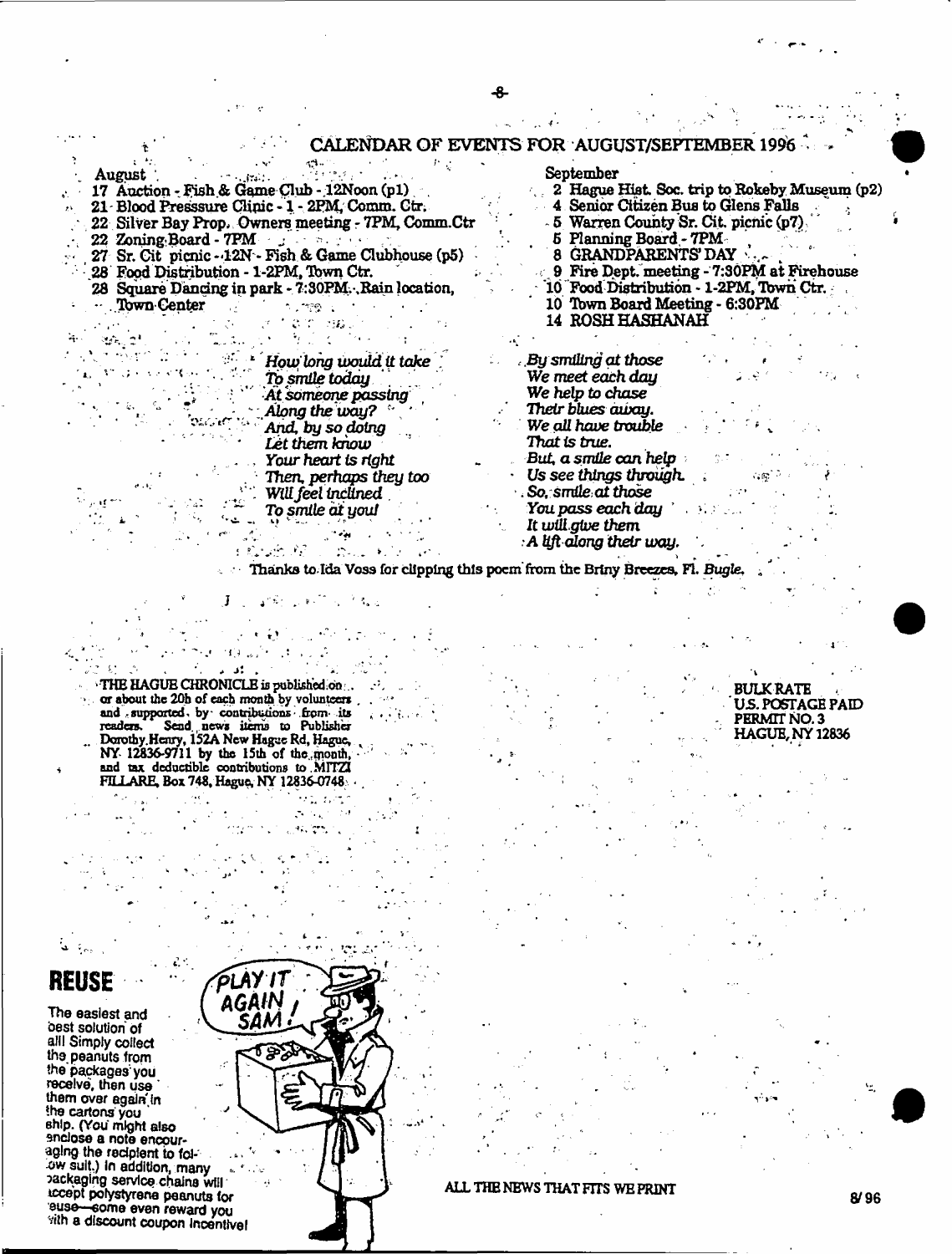## CALENDAR OF EVENTS FOR AUGUST/SEPTEMBER 1996

**August**

- 17 Auction - Fish & Game Club - 12Noon (p1)
- 21 Blood Presssure Clinic - 1 - 2PM, Comm. Ctr.
- 22 Silver Bay Prop. Owners meeting - 7PM, Comm.Ctr
- 22 Zoning Board - 7PM
- 27 Sr. Cit picnic - 12N - Fish & Game Clubhouse (p5)
- 28 Food Distribution - 1-2PM, Town Ctr.
- 28 Square Dancing in park - 7:30PM. Rain location, Town Center

**September**

- 2 Hague Hist. Soc. trip to Rokeby Museum (p2)
- 4 Senior Citizen Bus to Glens Falls
- 5 Warren County Sr. Cit. picnic (p7)
- 5 Planning Board - 7PM
- 8 GRANDPARENTS' DAY
- 9 Fire Dept. meeting - 7:30PM at Firehouse
- 10 Food Distribution - 1-2PM, Town Ctr.
- 10 Town Board Meeting - 6:30PM
- 14 ROSH HASHANAH

*How long would it take*
*To smile today*
*At someone passing*
*Along the way?*
*And, by so doing*
*Let them know*
*Your heart is right*
*Then, perhaps they too*
*Will feel inclined*
*To smile at you!*

*By smiling at those*
*We meet each day*
*We help to chase*
*Their blues away.*
*We all have trouble*
*That is true.*
*But, a smile can help*
*Us see things through.*
*So, smile at those*
*You pass each day*
*It will give them*
*A lift along their way.*

Thanks to Ida Voss for clipping this poem from the Briny Breezes, Fl. *Bugle.*

THE HAGUE CHRONICLE is published on or about the 20h of each month by volunteers and supported by contributions from its readers. Send news items to Publisher Dorothy Henry, 152A New Hague Rd, Hague, NY 12836-9711 by the 15th of the month, and tax deductible contributions to MITZI FILLARE, Box 748, Hague, NY 12836-0748.

BULK RATE
U.S. POSTAGE PAID
PERMIT NO. 3
HAGUE, NY 12836

## REUSE

The easiest and best solution of all! Simply collect the peanuts from the packages you receive, then use them over again in the cartons you ship. (You might also enclose a note encouraging the recipient to follow suit.) In addition, many packaging service chains will accept polystyrene peanuts for reuse—some even reward you with a discount coupon incentive!

PLAY IT AGAIN, SAM!

ALL THE NEWS THAT FITS WE PRINT

8/96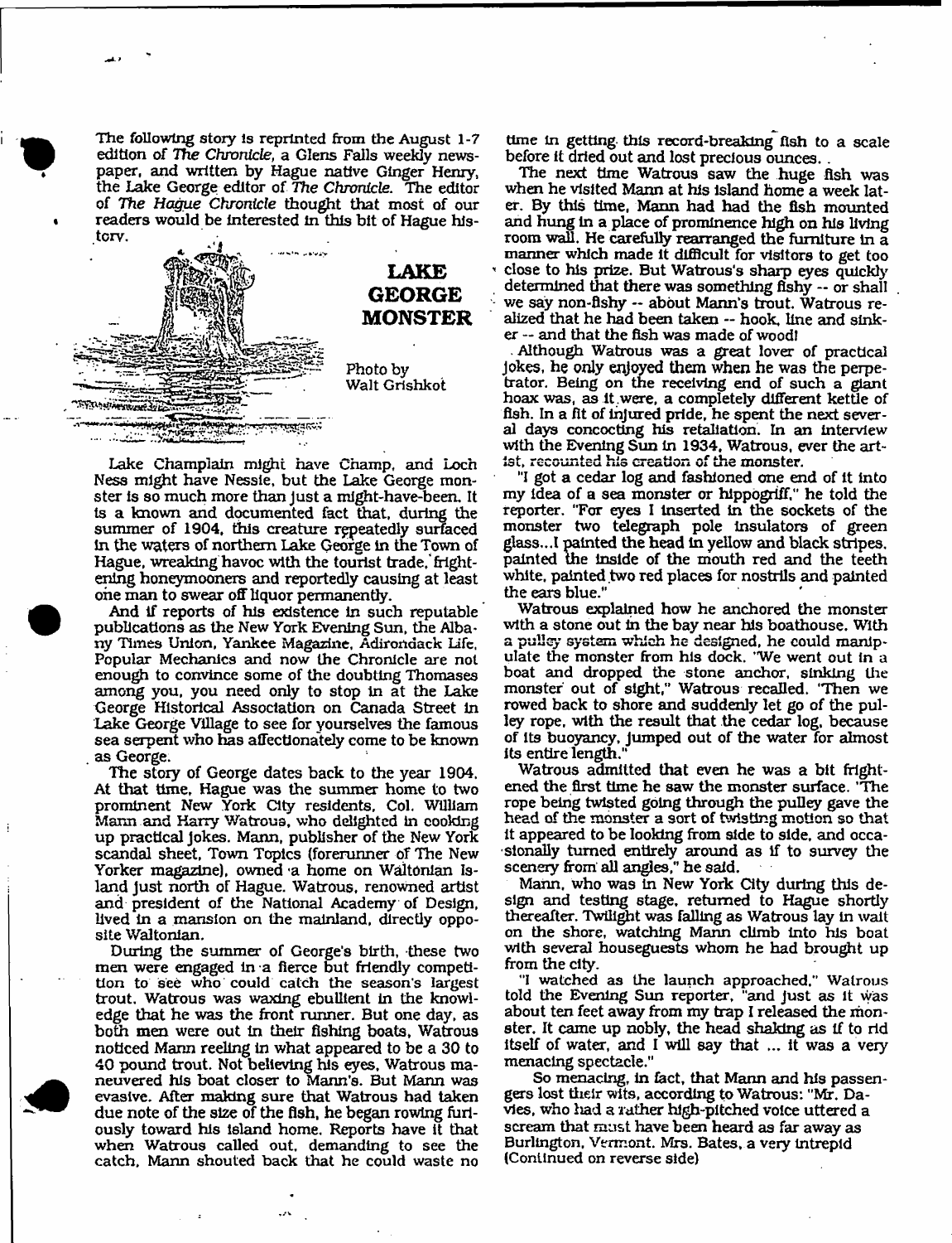The following story is reprinted from the August 1-7 edition of *The Chronicle*, a Glens Falls weekly newspaper, and written by Hague native Ginger Henry, the Lake George editor of *The Chronicle*. The editor of *The Hague Chronicle* thought that most of our readers would be interested in this bit of Hague history.

## LAKE GEORGE MONSTER

Photo by Walt Grishkot

Lake Champlain might have Champ, and Loch Ness might have Nessie, but the Lake George monster is so much more than just a might-have-been. It is a known and documented fact that, during the summer of 1904, this creature repeatedly surfaced in the waters of northern Lake George in the Town of Hague, wreaking havoc with the tourist trade, frightening honeymooners and reportedly causing at least one man to swear off liquor permanently.

And if reports of his existence in such reputable publications as the New York Evening Sun, the Albany Times Union, Yankee Magazine, Adirondack Life, Popular Mechanics and now the Chronicle are not enough to convince some of the doubting Thomases among you, you need only to stop in at the Lake George Historical Association on Canada Street in Lake George Village to see for yourselves the famous sea serpent who has affectionately come to be known as George.

The story of George dates back to the year 1904. At that time, Hague was the summer home to two prominent New York City residents, Col. William Mann and Harry Watrous, who delighted in cooking up practical jokes. Mann, publisher of the New York scandal sheet, Town Topics (forerunner of The New Yorker magazine), owned a home on Waltonian Island just north of Hague. Watrous, renowned artist and president of the National Academy of Design, lived in a mansion on the mainland, directly opposite Waltonian.

During the summer of George's birth, these two men were engaged in a fierce but friendly competition to see who could catch the season's largest trout. Watrous was waxing ebullient in the knowledge that he was the front runner. But one day, as both men were out in their fishing boats, Watrous noticed Mann reeling in what appeared to be a 30 to 40 pound trout. Not believing his eyes, Watrous maneuvered his boat closer to Mann's. But Mann was evasive. After making sure that Watrous had taken due note of the size of the fish, he began rowing furiously toward his island home. Reports have it that when Watrous called out, demanding to see the catch, Mann shouted back that he could waste no time in getting this record-breaking fish to a scale before it dried out and lost precious ounces.

The next time Watrous saw the huge fish was when he visited Mann at his island home a week later. By this time, Mann had had the fish mounted and hung in a place of prominence high on his living room wall. He carefully rearranged the furniture in a manner which made it difficult for visitors to get too close to his prize. But Watrous's sharp eyes quickly determined that there was something fishy -- or shall we say non-fishy -- about Mann's trout. Watrous realized that he had been taken -- hook, line and sinker -- and that the fish was made of wood!

Although Watrous was a great lover of practical jokes, he only enjoyed them when he was the perpetrator. Being on the receiving end of such a giant hoax was, as it were, a completely different kettle of fish. In a fit of injured pride, he spent the next several days concocting his retaliation. In an interview with the Evening Sun in 1934, Watrous, ever the artist, recounted his creation of the monster.

"I got a cedar log and fashioned one end of it into my idea of a sea monster or hippogriff," he told the reporter. "For eyes I inserted in the sockets of the monster two telegraph pole insulators of green glass...I painted the head in yellow and black stripes, painted the inside of the mouth red and the teeth white, painted two red places for nostrils and painted the ears blue."

Watrous explained how he anchored the monster with a stone out in the bay near his boathouse. With a pulley system which he designed, he could manipulate the monster from his dock. "We went out in a boat and dropped the stone anchor, sinking the monster out of sight," Watrous recalled. "Then we rowed back to shore and suddenly let go of the pulley rope, with the result that the cedar log, because of its buoyancy, jumped out of the water for almost its entire length."

Watrous admitted that even he was a bit frightened the first time he saw the monster surface. "The rope being twisted going through the pulley gave the head of the monster a sort of twisting motion so that it appeared to be looking from side to side, and occasionally turned entirely around as if to survey the scenery from all angles," he said.

Mann, who was in New York City during this design and testing stage, returned to Hague shortly thereafter. Twilight was falling as Watrous lay in wait on the shore, watching Mann climb into his boat with several houseguests whom he had brought up from the city.

"I watched as the launch approached," Watrous told the Evening Sun reporter, "and just as it was about ten feet away from my trap I released the monster. It came up nobly, the head shaking as if to rid itself of water, and I will say that ... it was a very menacing spectacle."

So menacing, in fact, that Mann and his passengers lost their wits, according to Watrous: "Mr. Davies, who had a rather high-pitched voice uttered a scream that must have been heard as far away as Burlington, Vermont. Mrs. Bates, a very intrepid

(Continued on reverse side)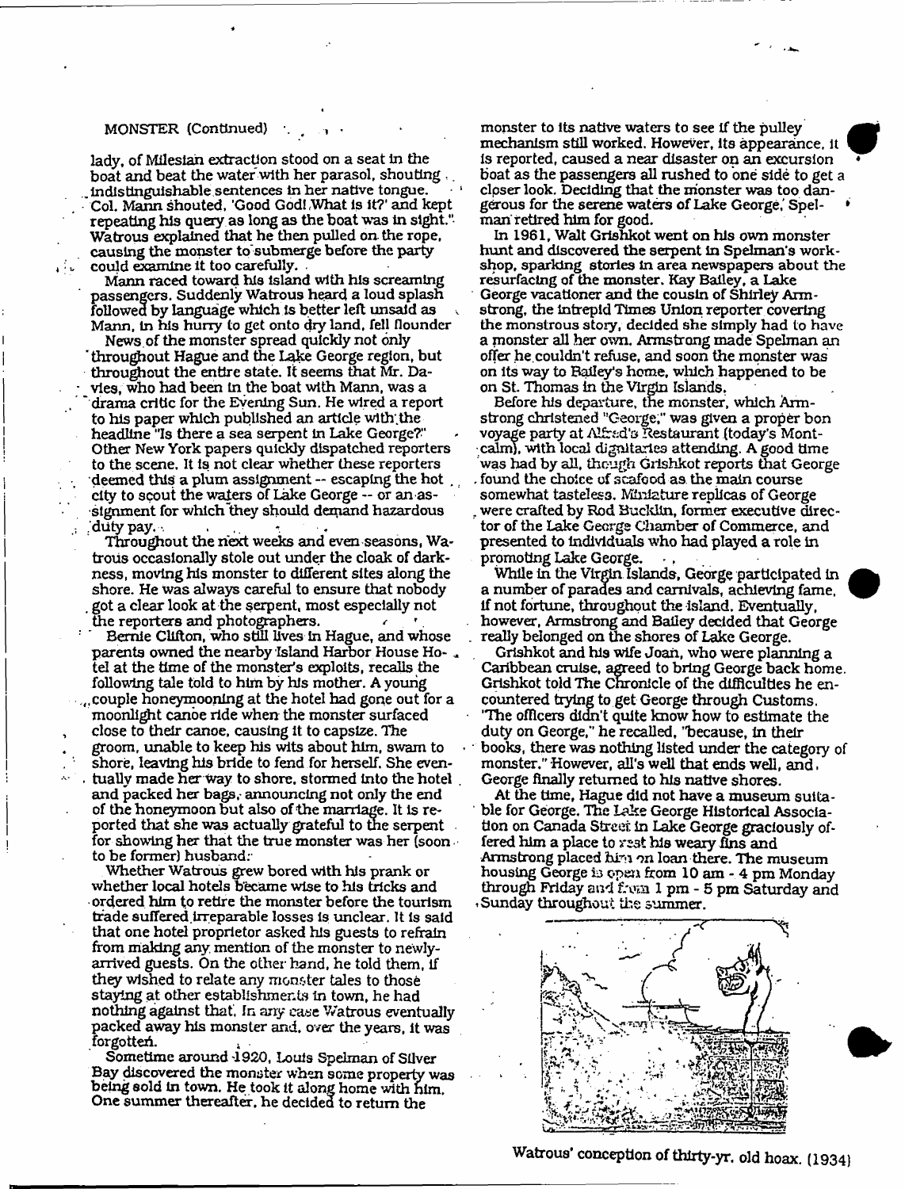MONSTER (Continued)

lady, of Milesian extraction stood on a seat in the boat and beat the water with her parasol, shouting indistinguishable sentences in her native tongue. Col. Mann shouted, 'Good God! What is it?' and kept repeating his query as long as the boat was in sight." Watrous explained that he then pulled on the rope, causing the monster to submerge before the party could examine it too carefully.

Mann raced toward his island with his screaming passengers. Suddenly Watrous heard a loud splash followed by language which is better left unsaid as Mann, in his hurry to get onto dry land, fell flounder

News of the monster spread quickly not only throughout Hague and the Lake George region, but throughout the entire state. It seems that Mr. Davies, who had been in the boat with Mann, was a drama critic for the Evening Sun. He wired a report to his paper which published an article with the headline "Is there a sea serpent in Lake George?" Other New York papers quickly dispatched reporters to the scene. It is not clear whether these reporters deemed this a plum assignment -- escaping the hot city to scout the waters of Lake George -- or an assignment for which they should demand hazardous duty pay.

Throughout the next weeks and even seasons, Watrous occasionally stole out under the cloak of darkness, moving his monster to different sites along the shore. He was always careful to ensure that nobody got a clear look at the serpent, most especially not the reporters and photographers.

Bernie Clifton, who still lives in Hague, and whose parents owned the nearby Island Harbor House Hotel at the time of the monster's exploits, recalls the following tale told to him by his mother. A young couple honeymooning at the hotel had gone out for a moonlight canoe ride when the monster surfaced close to their canoe, causing it to capsize. The groom, unable to keep his wits about him, swam to shore, leaving his bride to fend for herself. She eventually made her way to shore, stormed into the hotel and packed her bags, announcing not only the end of the honeymoon but also of the marriage. It is reported that she was actually grateful to the serpent for showing her that the true monster was her (soon to be former) husband.

Whether Watrous grew bored with his prank or whether local hotels became wise to his tricks and ordered him to retire the monster before the tourism trade suffered irreparable losses is unclear. It is said that one hotel proprietor asked his guests to refrain from making any mention of the monster to newly-arrived guests. On the other hand, he told them, if they wished to relate any monster tales to those staying at other establishments in town, he had nothing against that. In any case Watrous eventually packed away his monster and, over the years, it was forgotten.

Sometime around 1920, Louis Spelman of Silver Bay discovered the monster when some property was being sold in town. He took it along home with him. One summer thereafter, he decided to return the monster to its native waters to see if the pulley mechanism still worked. However, its appearance, it is reported, caused a near disaster on an excursion boat as the passengers all rushed to one side to get a closer look. Deciding that the monster was too dangerous for the serene waters of Lake George, Spelman retired him for good.

In 1961, Walt Grishkot went on his own monster hunt and discovered the serpent in Spelman's workshop, sparking stories in area newspapers about the resurfacing of the monster. Kay Bailey, a Lake George vacationer and the cousin of Shirley Armstrong, the intrepid Times Union reporter covering the monstrous story, decided she simply had to have a monster all her own. Armstrong made Spelman an offer he couldn't refuse, and soon the monster was on its way to Bailey's home, which happened to be on St. Thomas in the Virgin Islands.

Before his departure, the monster, which Armstrong christened "George," was given a proper bon voyage party at Alfred's Restaurant (today's Montcalm), with local dignitaries attending. A good time was had by all, though Grishkot reports that George found the choice of seafood as the main course somewhat tasteless. Miniature replicas of George were crafted by Rod Bucklin, former executive director of the Lake George Chamber of Commerce, and presented to individuals who had played a role in promoting Lake George.

While in the Virgin Islands, George participated in a number of parades and carnivals, achieving fame, if not fortune, throughout the island. Eventually, however, Armstrong and Bailey decided that George really belonged on the shores of Lake George.

Grishkot and his wife Joan, who were planning a Caribbean cruise, agreed to bring George back home. Grishkot told The Chronicle of the difficulties he encountered trying to get George through Customs. "The officers didn't quite know how to estimate the duty on George," he recalled, "because, in their books, there was nothing listed under the category of monster." However, all's well that ends well, and George finally returned to his native shores.

At the time, Hague did not have a museum suitable for George. The Lake George Historical Association on Canada Street in Lake George graciously offered him a place to rest his weary fins and Armstrong placed him on loan there. The museum housing George is open from 10 am - 4 pm Monday through Friday and from 1 pm - 5 pm Saturday and Sunday throughout the summer.

Watrous' conception of thirty-yr. old hoax. (1934)